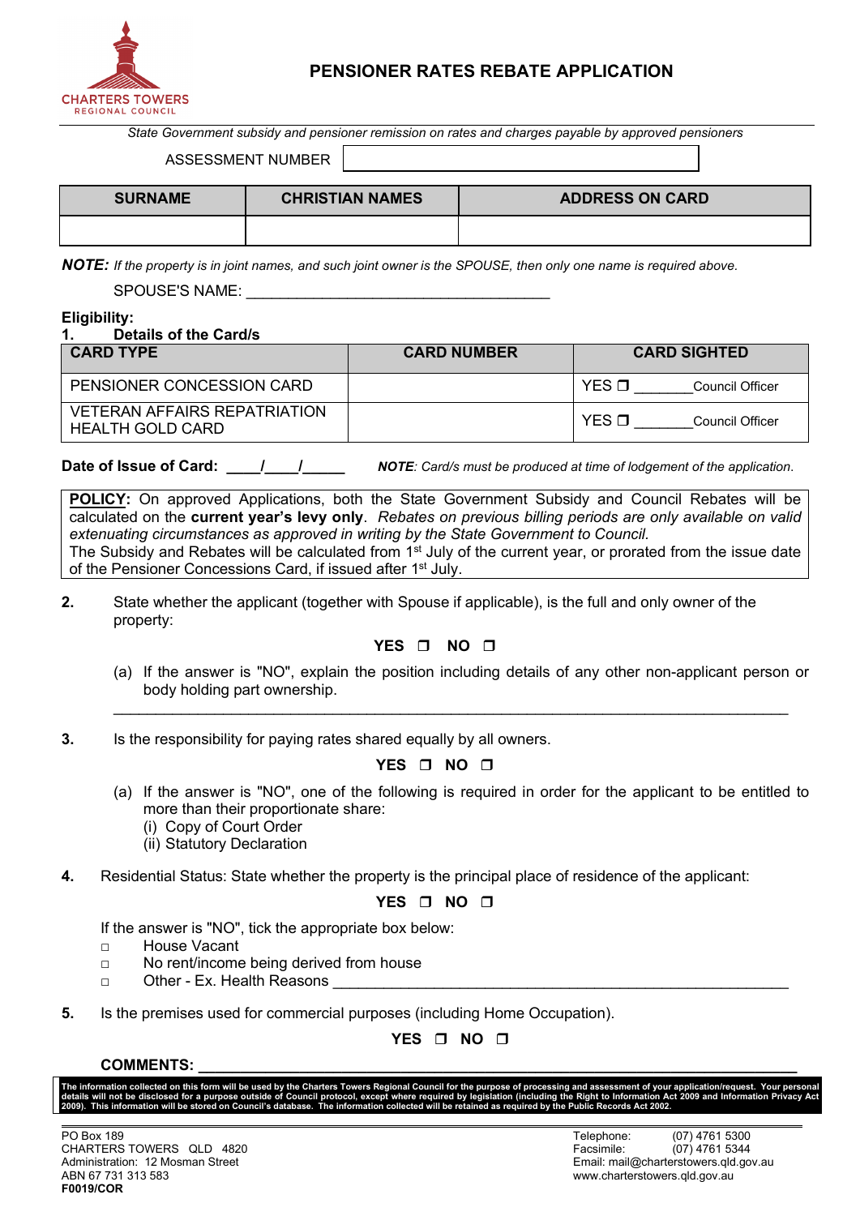CHARTERS TOWERS
REGIONAL COUNCIL

# PENSIONER RATES REBATE APPLICATION

*State Government subsidy and pensioner remission on rates and charges payable by approved pensioners*

ASSESSMENT NUMBER

| SURNAME | CHRISTIAN NAMES | ADDRESS ON CARD |
|---|---|---|
| | | |

***NOTE:*** *If the property is in joint names, and such joint owner is the SPOUSE, then only one name is required above.*

SPOUSE'S NAME: ____________________________________

**Eligibility:**

**1. Details of the Card/s**

| CARD TYPE | CARD NUMBER | CARD SIGHTED |
|---|---|---|
| PENSIONER CONCESSION CARD | | YES ❐ _______Council Officer |
| VETERAN AFFAIRS REPATRIATION HEALTH GOLD CARD | | YES ❐ _______Council Officer |

**Date of Issue of Card: ____/____/_____** ***NOTE****: Card/s must be produced at time of lodgement of the application.*

**POLICY:** On approved Applications, both the State Government Subsidy and Council Rebates will be calculated on the **current year's levy only**. *Rebates on previous billing periods are only available on valid extenuating circumstances as approved in writing by the State Government to Council.*
The Subsidy and Rebates will be calculated from 1st July of the current year, or prorated from the issue date of the Pensioner Concessions Card, if issued after 1st July.

**2.** State whether the applicant (together with Spouse if applicable), is the full and only owner of the property:

**YES ❐ NO ❐**

(a) If the answer is "NO", explain the position including details of any other non-applicant person or body holding part ownership.

_______________________________________________________________________________

**3.** Is the responsibility for paying rates shared equally by all owners.

**YES ❐ NO ❐**

(a) If the answer is "NO", one of the following is required in order for the applicant to be entitled to more than their proportionate share:
(i) Copy of Court Order
(ii) Statutory Declaration

**4.** Residential Status: State whether the property is the principal place of residence of the applicant:

**YES ❐ NO ❐**

If the answer is "NO", tick the appropriate box below:

- □ House Vacant
- □ No rent/income being derived from house
- □ Other - Ex. Health Reasons ____________________________________________________

**5.** Is the premises used for commercial purposes (including Home Occupation).

**YES ❐ NO ❐**

**COMMENTS: ______________________________________________________________________**

**The information collected on this form will be used by the Charters Towers Regional Council for the purpose of processing and assessment of your application/request. Your personal details will not be disclosed for a purpose outside of Council protocol, except where required by legislation (including the Right to Information Act 2009 and Information Privacy Act 2009). This information will be stored on Council's database. The information collected will be retained as required by the Public Records Act 2002.**

PO Box 189
CHARTERS TOWERS QLD 4820
Administration: 12 Mosman Street
ABN 67 731 313 583
**F0019/COR**

Telephone: (07) 4761 5300
Facsimile: (07) 4761 5344
Email: mail@charterstowers.qld.gov.au
www.charterstowers.qld.gov.au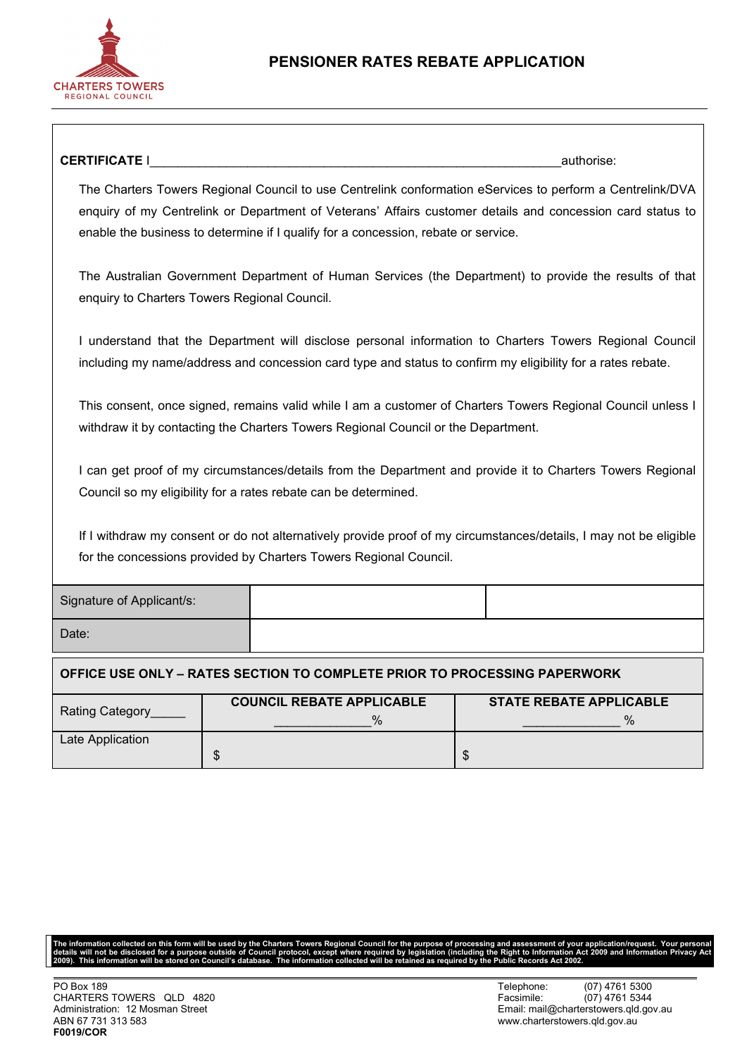CHARTERS TOWERS
REGIONAL COUNCIL

# PENSIONER RATES REBATE APPLICATION

**CERTIFICATE** I_____________________________________________________________authorise:

The Charters Towers Regional Council to use Centrelink conformation eServices to perform a Centrelink/DVA enquiry of my Centrelink or Department of Veterans' Affairs customer details and concession card status to enable the business to determine if I qualify for a concession, rebate or service.

The Australian Government Department of Human Services (the Department) to provide the results of that enquiry to Charters Towers Regional Council.

I understand that the Department will disclose personal information to Charters Towers Regional Council including my name/address and concession card type and status to confirm my eligibility for a rates rebate.

This consent, once signed, remains valid while I am a customer of Charters Towers Regional Council unless I withdraw it by contacting the Charters Towers Regional Council or the Department.

I can get proof of my circumstances/details from the Department and provide it to Charters Towers Regional Council so my eligibility for a rates rebate can be determined.

If I withdraw my consent or do not alternatively provide proof of my circumstances/details, I may not be eligible for the concessions provided by Charters Towers Regional Council.

| | | |
|---|---|---|
| Signature of Applicant/s: | | |
| Date: | | |

**OFFICE USE ONLY – RATES SECTION TO COMPLETE PRIOR TO PROCESSING PAPERWORK**

| | | |
|---|---|---|
| Rating Category_____ | **COUNCIL REBATE APPLICABLE** ______________% | **STATE REBATE APPLICABLE** ______________ % |
| Late Application | $ | $ |

**The information collected on this form will be used by the Charters Towers Regional Council for the purpose of processing and assessment of your application/request. Your personal details will not be disclosed for a purpose outside of Council protocol, except where required by legislation (including the Right to Information Act 2009 and Information Privacy Act 2009). This information will be stored on Council's database. The information collected will be retained as required by the Public Records Act 2002.**

PO Box 189
CHARTERS TOWERS QLD 4820
Administration: 12 Mosman Street
ABN 67 731 313 583
**F0019/COR**

Telephone: (07) 4761 5300
Facsimile: (07) 4761 5344
Email: mail@charterstowers.qld.gov.au
www.charterstowers.qld.gov.au